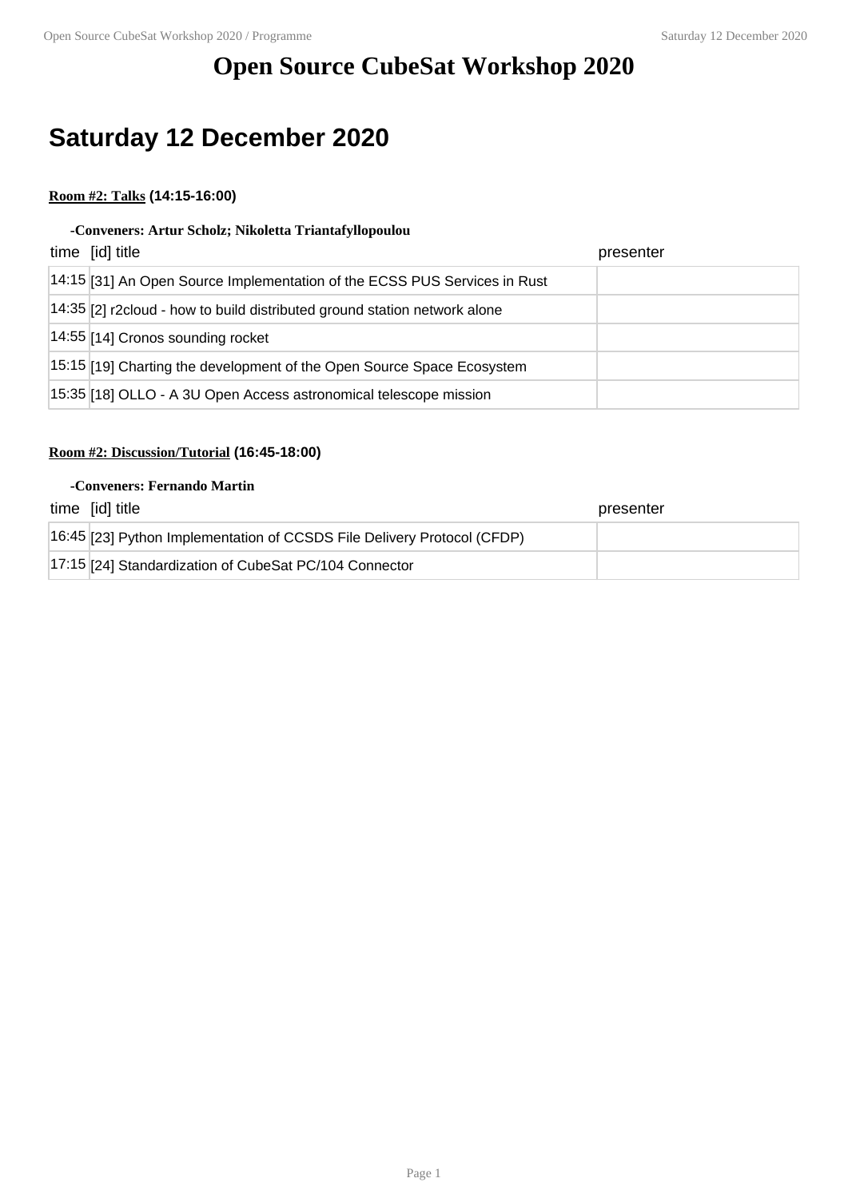# Open Source CubeSat Workshop 2020

## Saturday 12 December 2020

**Room #2: Talks (14:15-16:00)**

**-Conveners: Artur Scholz; Nikoletta Triantafyllopoulou**

| time | [id] title | presenter |
|---|---|---|
| 14:15 | [31] An Open Source Implementation of the ECSS PUS Services in Rust | |
| 14:35 | [2] r2cloud - how to build distributed ground station network alone | |
| 14:55 | [14] Cronos sounding rocket | |
| 15:15 | [19] Charting the development of the Open Source Space Ecosystem | |
| 15:35 | [18] OLLO - A 3U Open Access astronomical telescope mission | |

**Room #2: Discussion/Tutorial (16:45-18:00)**

**-Conveners: Fernando Martin**

| time | [id] title | presenter |
|---|---|---|
| 16:45 | [23] Python Implementation of CCSDS File Delivery Protocol (CFDP) | |
| 17:15 | [24] Standardization of CubeSat PC/104 Connector | |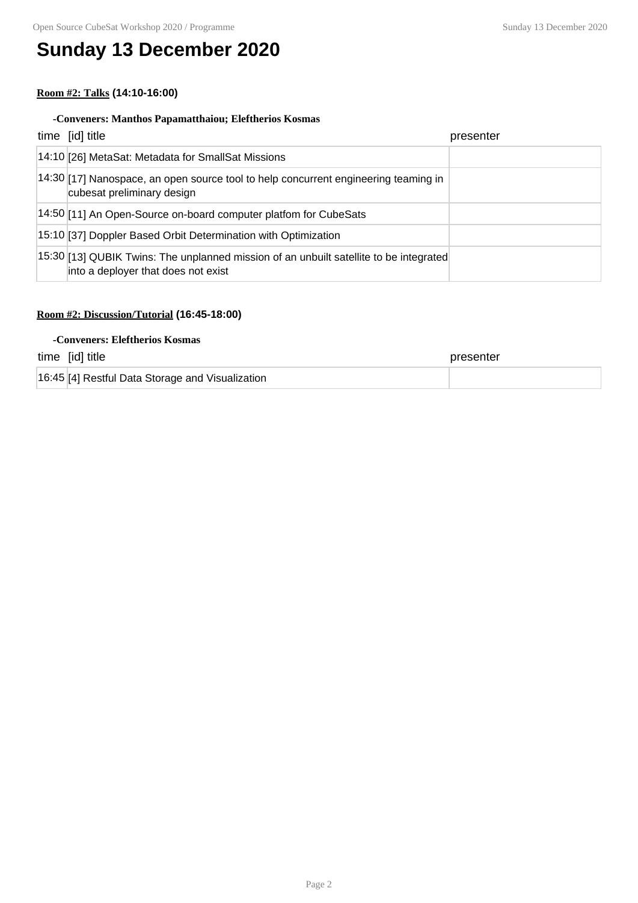# Sunday 13 December 2020

**Room #2: Talks** **(14:10-16:00)**

**-Conveners: Manthos Papamatthaiou; Eleftherios Kosmas**

| time | [id] title | presenter |
|---|---|---|
| 14:10 | [26] MetaSat: Metadata for SmallSat Missions | |
| 14:30 | [17] Nanospace, an open source tool to help concurrent engineering teaming in cubesat preliminary design | |
| 14:50 | [11] An Open-Source on-board computer platfom for CubeSats | |
| 15:10 | [37] Doppler Based Orbit Determination with Optimization | |
| 15:30 | [13] QUBIK Twins: The unplanned mission of an unbuilt satellite to be integrated into a deployer that does not exist | |

**Room #2: Discussion/Tutorial** **(16:45-18:00)**

**-Conveners: Eleftherios Kosmas**

| time | [id] title | presenter |
|---|---|---|
| 16:45 | [4] Restful Data Storage and Visualization | |